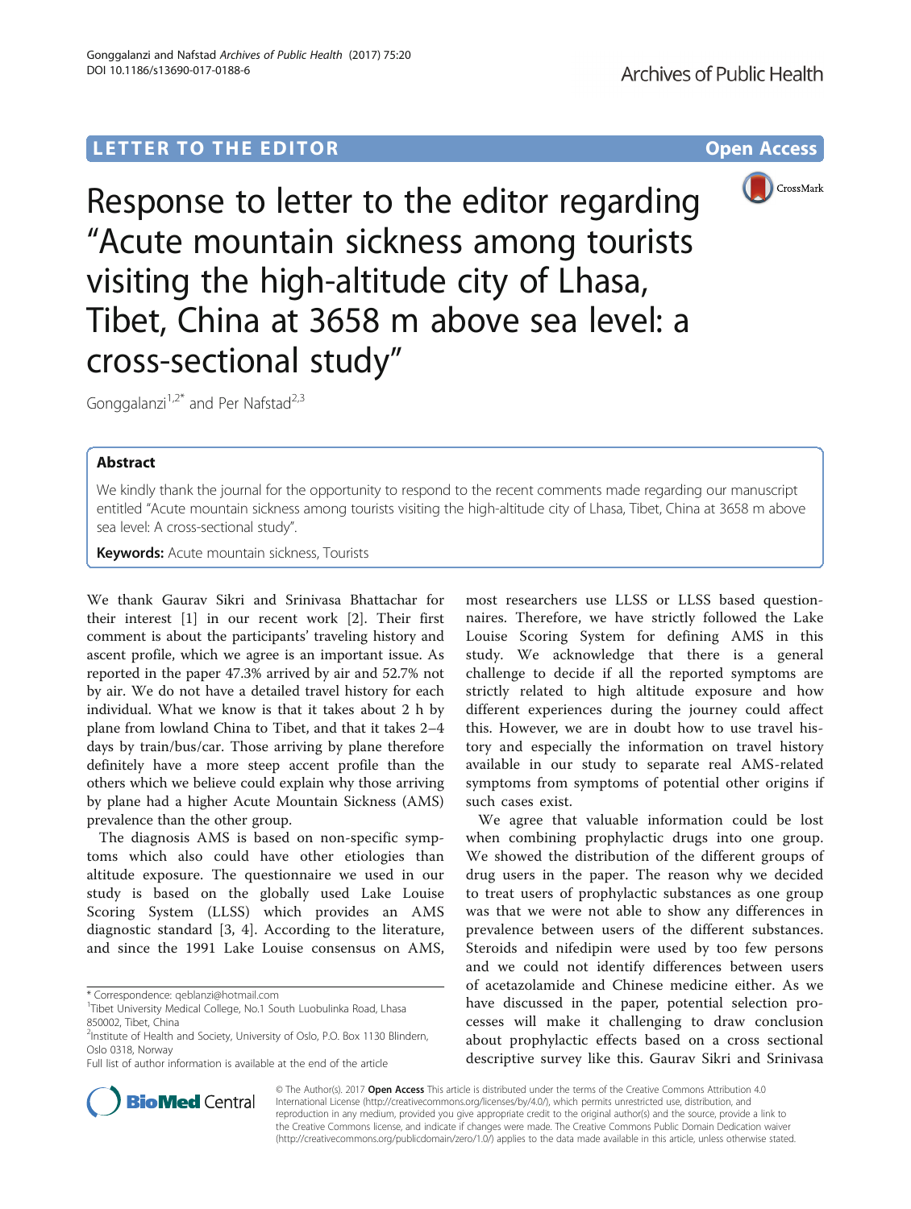LETTER TO THE EDITOR

Open Access

# Response to letter to the editor regarding "Acute mountain sickness among tourists visiting the high-altitude city of Lhasa, Tibet, China at 3658 m above sea level: a cross-sectional study"

Gonggalanzi[1,2*] and Per Nafstad[2,3]

## Abstract

We kindly thank the journal for the opportunity to respond to the recent comments made regarding our manuscript entitled "Acute mountain sickness among tourists visiting the high-altitude city of Lhasa, Tibet, China at 3658 m above sea level: A cross-sectional study".

**Keywords:** Acute mountain sickness, Tourists

We thank Gaurav Sikri and Srinivasa Bhattachar for their interest [1] in our recent work [2]. Their first comment is about the participants' traveling history and ascent profile, which we agree is an important issue. As reported in the paper 47.3% arrived by air and 52.7% not by air. We do not have a detailed travel history for each individual. What we know is that it takes about 2 h by plane from lowland China to Tibet, and that it takes 2–4 days by train/bus/car. Those arriving by plane therefore definitely have a more steep accent profile than the others which we believe could explain why those arriving by plane had a higher Acute Mountain Sickness (AMS) prevalence than the other group.

The diagnosis AMS is based on non-specific symptoms which also could have other etiologies than altitude exposure. The questionnaire we used in our study is based on the globally used Lake Louise Scoring System (LLSS) which provides an AMS diagnostic standard [3, 4]. According to the literature, and since the 1991 Lake Louise consensus on AMS, most researchers use LLSS or LLSS based questionnaires. Therefore, we have strictly followed the Lake Louise Scoring System for defining AMS in this study. We acknowledge that there is a general challenge to decide if all the reported symptoms are strictly related to high altitude exposure and how different experiences during the journey could affect this. However, we are in doubt how to use travel history and especially the information on travel history available in our study to separate real AMS-related symptoms from symptoms of potential other origins if such cases exist.

We agree that valuable information could be lost when combining prophylactic drugs into one group. We showed the distribution of the different groups of drug users in the paper. The reason why we decided to treat users of prophylactic substances as one group was that we were not able to show any differences in prevalence between users of the different substances. Steroids and nifedipin were used by too few persons and we could not identify differences between users of acetazolamide and Chinese medicine either. As we have discussed in the paper, potential selection processes will make it challenging to draw conclusion about prophylactic effects based on a cross sectional descriptive survey like this. Gaurav Sikri and Srinivasa

\* Correspondence: qeblanzi@hotmail.com
[1]Tibet University Medical College, No.1 South Luobulinka Road, Lhasa 850002, Tibet, China
[2]Institute of Health and Society, University of Oslo, P.O. Box 1130 Blindern, Oslo 0318, Norway
Full list of author information is available at the end of the article

© The Author(s). 2017 **Open Access** This article is distributed under the terms of the Creative Commons Attribution 4.0 International License (http://creativecommons.org/licenses/by/4.0/), which permits unrestricted use, distribution, and reproduction in any medium, provided you give appropriate credit to the original author(s) and the source, provide a link to the Creative Commons license, and indicate if changes were made. The Creative Commons Public Domain Dedication waiver (http://creativecommons.org/publicdomain/zero/1.0/) applies to the data made available in this article, unless otherwise stated.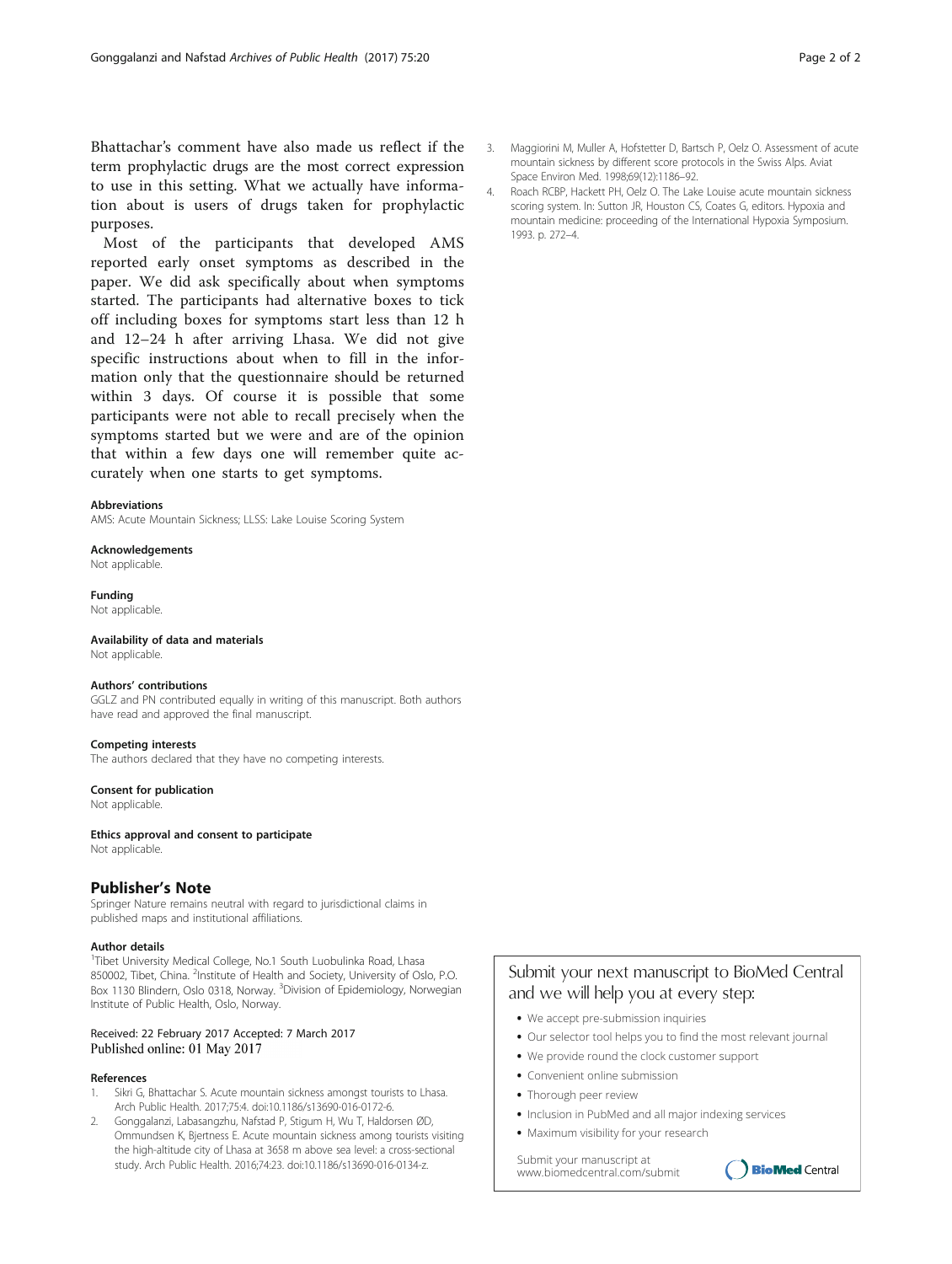Bhattachar's comment have also made us reflect if the term prophylactic drugs are the most correct expression to use in this setting. What we actually have information about is users of drugs taken for prophylactic purposes.

Most of the participants that developed AMS reported early onset symptoms as described in the paper. We did ask specifically about when symptoms started. The participants had alternative boxes to tick off including boxes for symptoms start less than 12 h and 12–24 h after arriving Lhasa. We did not give specific instructions about when to fill in the information only that the questionnaire should be returned within 3 days. Of course it is possible that some participants were not able to recall precisely when the symptoms started but we were and are of the opinion that within a few days one will remember quite accurately when one starts to get symptoms.

#### Abbreviations
AMS: Acute Mountain Sickness; LLSS: Lake Louise Scoring System

#### Acknowledgements
Not applicable.

#### Funding
Not applicable.

#### Availability of data and materials
Not applicable.

#### Authors' contributions
GGLZ and PN contributed equally in writing of this manuscript. Both authors have read and approved the final manuscript.

#### Competing interests
The authors declared that they have no competing interests.

#### Consent for publication
Not applicable.

#### Ethics approval and consent to participate
Not applicable.

## Publisher's Note
Springer Nature remains neutral with regard to jurisdictional claims in published maps and institutional affiliations.

#### Author details
[1]Tibet University Medical College, No.1 South Luobulinka Road, Lhasa 850002, Tibet, China. [2]Institute of Health and Society, University of Oslo, P.O. Box 1130 Blindern, Oslo 0318, Norway. [3]Division of Epidemiology, Norwegian Institute of Public Health, Oslo, Norway.

Received: 22 February 2017 Accepted: 7 March 2017
Published online: 01 May 2017

#### References
1. Sikri G, Bhattachar S. Acute mountain sickness amongst tourists to Lhasa. Arch Public Health. 2017;75:4. doi:10.1186/s13690-016-0172-6.
2. Gonggalanzi, Labasangzhu, Nafstad P, Stigum H, Wu T, Haldorsen ØD, Ommundsen K, Bjertness E. Acute mountain sickness among tourists visiting the high-altitude city of Lhasa at 3658 m above sea level: a cross-sectional study. Arch Public Health. 2016;74:23. doi:10.1186/s13690-016-0134-z.
3. Maggiorini M, Muller A, Hofstetter D, Bartsch P, Oelz O. Assessment of acute mountain sickness by different score protocols in the Swiss Alps. Aviat Space Environ Med. 1998;69(12):1186–92.
4. Roach RCBP, Hackett PH, Oelz O. The Lake Louise acute mountain sickness scoring system. In: Sutton JR, Houston CS, Coates G, editors. Hypoxia and mountain medicine: proceeding of the International Hypoxia Symposium. 1993. p. 272–4.

Submit your next manuscript to BioMed Central and we will help you at every step:

- We accept pre-submission inquiries
- Our selector tool helps you to find the most relevant journal
- We provide round the clock customer support
- Convenient online submission
- Thorough peer review
- Inclusion in PubMed and all major indexing services
- Maximum visibility for your research

Submit your manuscript at www.biomedcentral.com/submit

BioMed Central